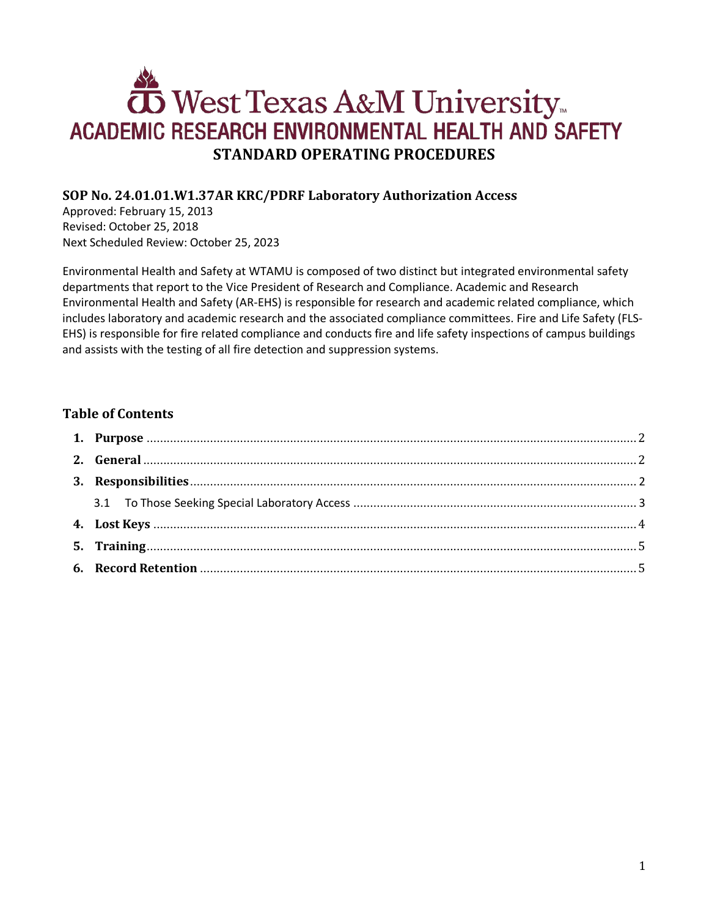# West Texas A&M University

## ACADEMIC RESEARCH ENVIRONMENTAL HEALTH AND SAFETY

## STANDARD OPERATING PROCEDURES

### SOP No. 24.01.01.W1.37AR KRC/PDRF Laboratory Authorization Access

Approved: February 15, 2013
Revised: October 25, 2018
Next Scheduled Review: October 25, 2023

Environmental Health and Safety at WTAMU is composed of two distinct but integrated environmental safety departments that report to the Vice President of Research and Compliance. Academic and Research Environmental Health and Safety (AR-EHS) is responsible for research and academic related compliance, which includes laboratory and academic research and the associated compliance committees. Fire and Life Safety (FLS-EHS) is responsible for fire related compliance and conducts fire and life safety inspections of campus buildings and assists with the testing of all fire detection and suppression systems.

### Table of Contents

1. **Purpose** .......... 2
2. **General** .......... 2
3. **Responsibilities** .......... 2
   - 3.1 To Those Seeking Special Laboratory Access .......... 3
4. **Lost Keys** .......... 4
5. **Training** .......... 5
6. **Record Retention** .......... 5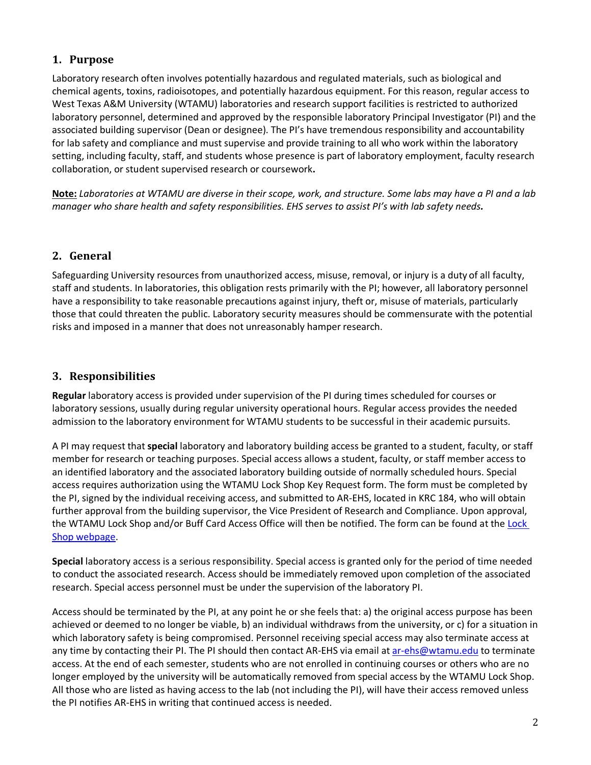## 1. Purpose

Laboratory research often involves potentially hazardous and regulated materials, such as biological and chemical agents, toxins, radioisotopes, and potentially hazardous equipment. For this reason, regular access to West Texas A&M University (WTAMU) laboratories and research support facilities is restricted to authorized laboratory personnel, determined and approved by the responsible laboratory Principal Investigator (PI) and the associated building supervisor (Dean or designee). The PI's have tremendous responsibility and accountability for lab safety and compliance and must supervise and provide training to all who work within the laboratory setting, including faculty, staff, and students whose presence is part of laboratory employment, faculty research collaboration, or student supervised research or coursework**.**

**Note:** *Laboratories at WTAMU are diverse in their scope, work, and structure. Some labs may have a PI and a lab manager who share health and safety responsibilities. EHS serves to assist PI's with lab safety needs.*

## 2. General

Safeguarding University resources from unauthorized access, misuse, removal, or injury is a duty of all faculty, staff and students. In laboratories, this obligation rests primarily with the PI; however, all laboratory personnel have a responsibility to take reasonable precautions against injury, theft or, misuse of materials, particularly those that could threaten the public. Laboratory security measures should be commensurate with the potential risks and imposed in a manner that does not unreasonably hamper research.

## 3. Responsibilities

**Regular** laboratory access is provided under supervision of the PI during times scheduled for courses or laboratory sessions, usually during regular university operational hours. Regular access provides the needed admission to the laboratory environment for WTAMU students to be successful in their academic pursuits.

A PI may request that **special** laboratory and laboratory building access be granted to a student, faculty, or staff member for research or teaching purposes. Special access allows a student, faculty, or staff member access to an identified laboratory and the associated laboratory building outside of normally scheduled hours. Special access requires authorization using the WTAMU Lock Shop Key Request form. The form must be completed by the PI, signed by the individual receiving access, and submitted to AR-EHS, located in KRC 184, who will obtain further approval from the building supervisor, the Vice President of Research and Compliance. Upon approval, the WTAMU Lock Shop and/or Buff Card Access Office will then be notified. The form can be found at the Lock Shop webpage.

**Special** laboratory access is a serious responsibility. Special access is granted only for the period of time needed to conduct the associated research. Access should be immediately removed upon completion of the associated research. Special access personnel must be under the supervision of the laboratory PI.

Access should be terminated by the PI, at any point he or she feels that: a) the original access purpose has been achieved or deemed to no longer be viable, b) an individual withdraws from the university, or c) for a situation in which laboratory safety is being compromised. Personnel receiving special access may also terminate access at any time by contacting their PI. The PI should then contact AR-EHS via email at ar-ehs@wtamu.edu to terminate access. At the end of each semester, students who are not enrolled in continuing courses or others who are no longer employed by the university will be automatically removed from special access by the WTAMU Lock Shop. All those who are listed as having access to the lab (not including the PI), will have their access removed unless the PI notifies AR-EHS in writing that continued access is needed.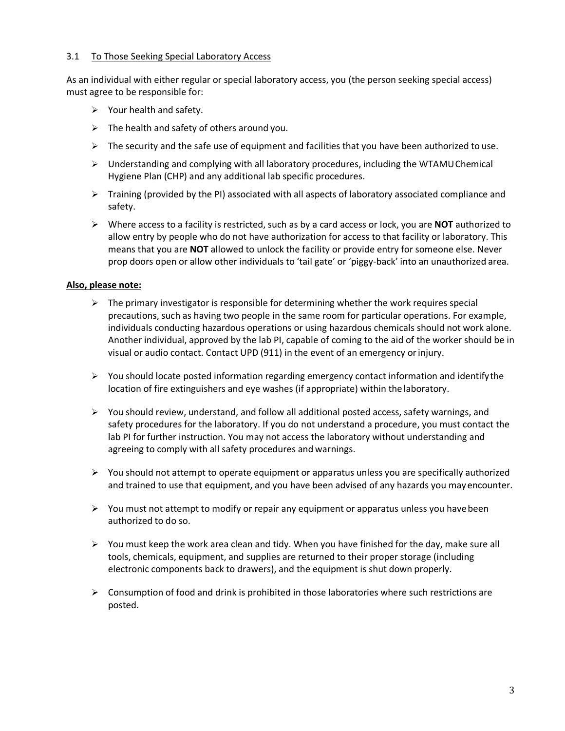### 3.1 To Those Seeking Special Laboratory Access

As an individual with either regular or special laboratory access, you (the person seeking special access) must agree to be responsible for:

- Your health and safety.
- The health and safety of others around you.
- The security and the safe use of equipment and facilities that you have been authorized to use.
- Understanding and complying with all laboratory procedures, including the WTAMU Chemical Hygiene Plan (CHP) and any additional lab specific procedures.
- Training (provided by the PI) associated with all aspects of laboratory associated compliance and safety.
- Where access to a facility is restricted, such as by a card access or lock, you are **NOT** authorized to allow entry by people who do not have authorization for access to that facility or laboratory. This means that you are **NOT** allowed to unlock the facility or provide entry for someone else. Never prop doors open or allow other individuals to 'tail gate' or 'piggy-back' into an unauthorized area.

**Also, please note:**

- The primary investigator is responsible for determining whether the work requires special precautions, such as having two people in the same room for particular operations. For example, individuals conducting hazardous operations or using hazardous chemicals should not work alone. Another individual, approved by the lab PI, capable of coming to the aid of the worker should be in visual or audio contact. Contact UPD (911) in the event of an emergency or injury.
- You should locate posted information regarding emergency contact information and identify the location of fire extinguishers and eye washes (if appropriate) within the laboratory.
- You should review, understand, and follow all additional posted access, safety warnings, and safety procedures for the laboratory. If you do not understand a procedure, you must contact the lab PI for further instruction. You may not access the laboratory without understanding and agreeing to comply with all safety procedures and warnings.
- You should not attempt to operate equipment or apparatus unless you are specifically authorized and trained to use that equipment, and you have been advised of any hazards you may encounter.
- You must not attempt to modify or repair any equipment or apparatus unless you have been authorized to do so.
- You must keep the work area clean and tidy. When you have finished for the day, make sure all tools, chemicals, equipment, and supplies are returned to their proper storage (including electronic components back to drawers), and the equipment is shut down properly.
- Consumption of food and drink is prohibited in those laboratories where such restrictions are posted.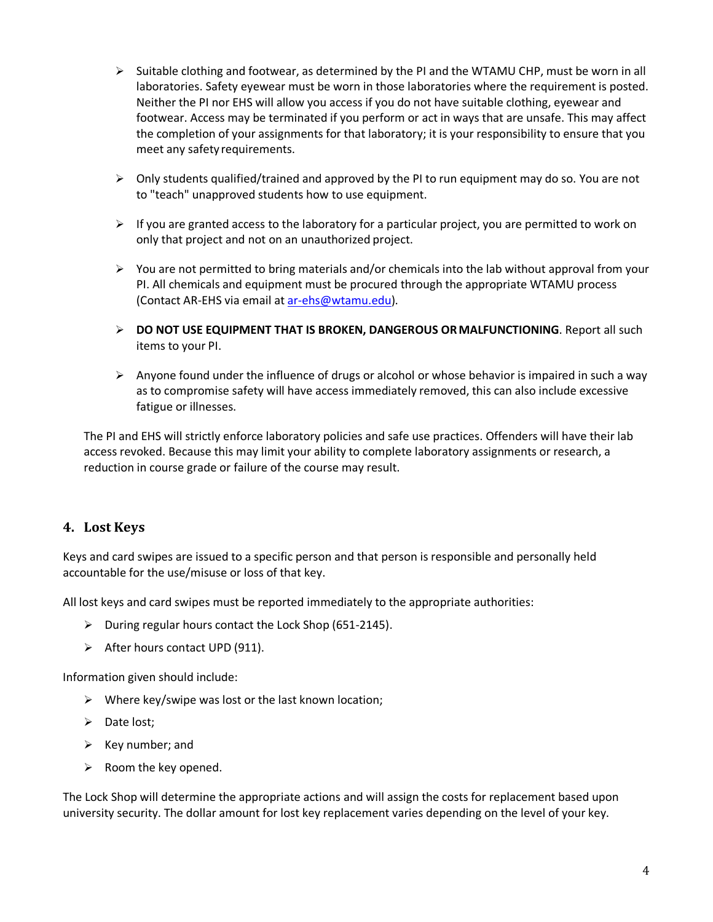- Suitable clothing and footwear, as determined by the PI and the WTAMU CHP, must be worn in all laboratories. Safety eyewear must be worn in those laboratories where the requirement is posted. Neither the PI nor EHS will allow you access if you do not have suitable clothing, eyewear and footwear. Access may be terminated if you perform or act in ways that are unsafe. This may affect the completion of your assignments for that laboratory; it is your responsibility to ensure that you meet any safety requirements.

- Only students qualified/trained and approved by the PI to run equipment may do so. You are not to "teach" unapproved students how to use equipment.

- If you are granted access to the laboratory for a particular project, you are permitted to work on only that project and not on an unauthorized project.

- You are not permitted to bring materials and/or chemicals into the lab without approval from your PI. All chemicals and equipment must be procured through the appropriate WTAMU process (Contact AR-EHS via email at ar-ehs@wtamu.edu).

- **DO NOT USE EQUIPMENT THAT IS BROKEN, DANGEROUS OR MALFUNCTIONING**. Report all such items to your PI.

- Anyone found under the influence of drugs or alcohol or whose behavior is impaired in such a way as to compromise safety will have access immediately removed, this can also include excessive fatigue or illnesses.

The PI and EHS will strictly enforce laboratory policies and safe use practices. Offenders will have their lab access revoked. Because this may limit your ability to complete laboratory assignments or research, a reduction in course grade or failure of the course may result.

## 4. Lost Keys

Keys and card swipes are issued to a specific person and that person is responsible and personally held accountable for the use/misuse or loss of that key.

All lost keys and card swipes must be reported immediately to the appropriate authorities:

- During regular hours contact the Lock Shop (651-2145).
- After hours contact UPD (911).

Information given should include:

- Where key/swipe was lost or the last known location;
- Date lost;
- Key number; and
- Room the key opened.

The Lock Shop will determine the appropriate actions and will assign the costs for replacement based upon university security. The dollar amount for lost key replacement varies depending on the level of your key.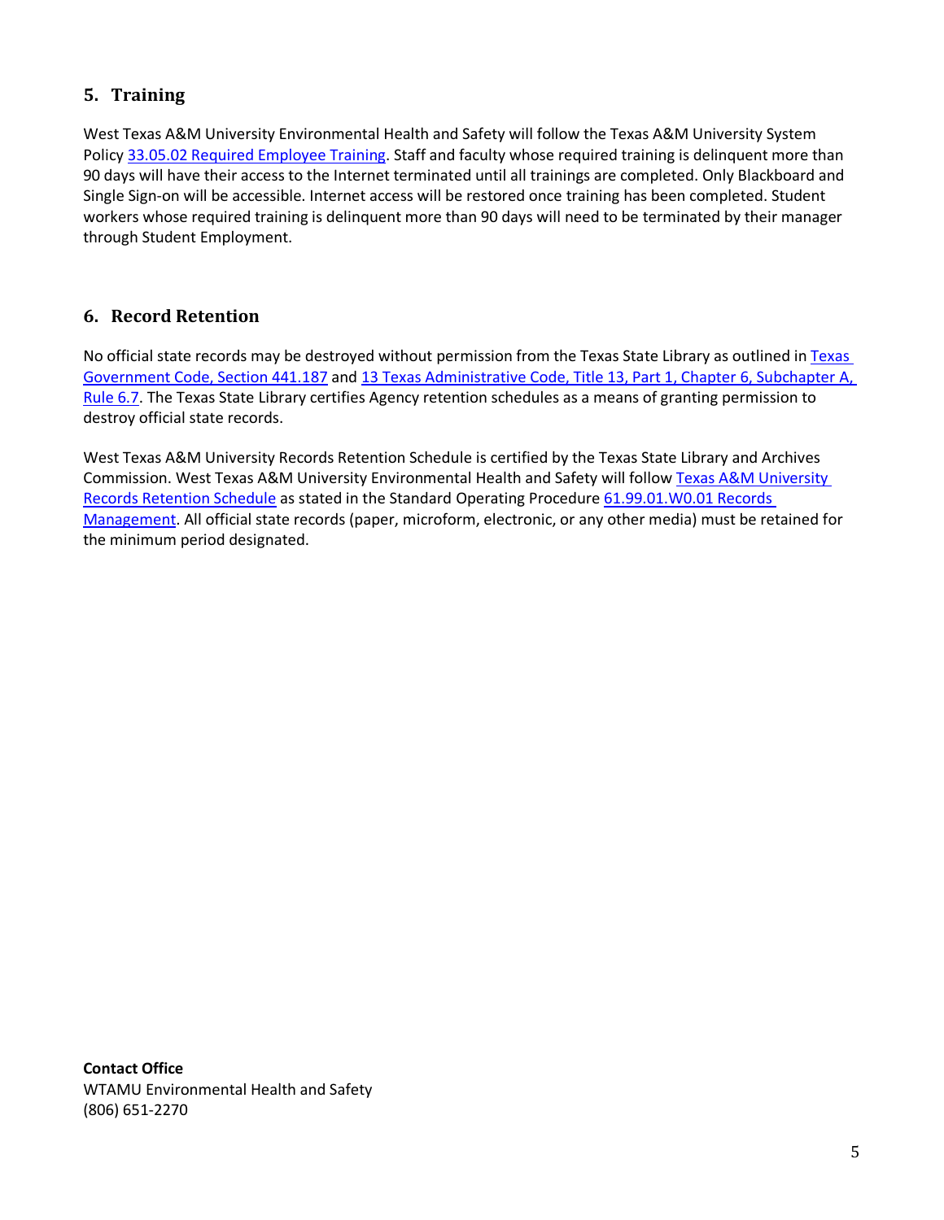## 5. Training

West Texas A&M University Environmental Health and Safety will follow the Texas A&M University System Policy 33.05.02 Required Employee Training. Staff and faculty whose required training is delinquent more than 90 days will have their access to the Internet terminated until all trainings are completed. Only Blackboard and Single Sign-on will be accessible. Internet access will be restored once training has been completed. Student workers whose required training is delinquent more than 90 days will need to be terminated by their manager through Student Employment.

## 6. Record Retention

No official state records may be destroyed without permission from the Texas State Library as outlined in Texas Government Code, Section 441.187 and 13 Texas Administrative Code, Title 13, Part 1, Chapter 6, Subchapter A, Rule 6.7. The Texas State Library certifies Agency retention schedules as a means of granting permission to destroy official state records.

West Texas A&M University Records Retention Schedule is certified by the Texas State Library and Archives Commission. West Texas A&M University Environmental Health and Safety will follow Texas A&M University Records Retention Schedule as stated in the Standard Operating Procedure 61.99.01.W0.01 Records Management. All official state records (paper, microform, electronic, or any other media) must be retained for the minimum period designated.

**Contact Office**
WTAMU Environmental Health and Safety
(806) 651-2270